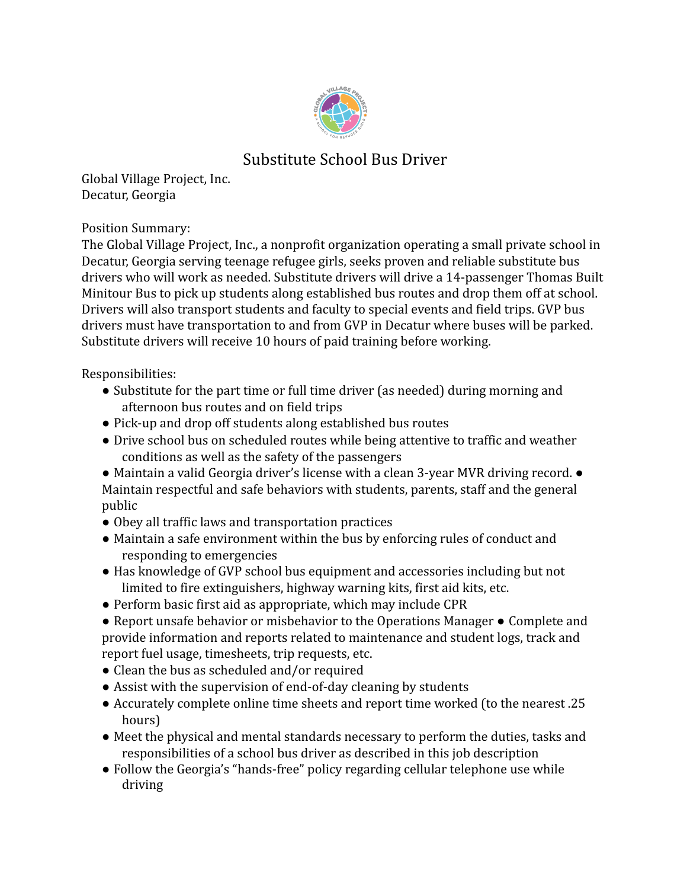# Substitute School Bus Driver

Global Village Project, Inc.
Decatur, Georgia

Position Summary:
The Global Village Project, Inc., a nonprofit organization operating a small private school in Decatur, Georgia serving teenage refugee girls, seeks proven and reliable substitute bus drivers who will work as needed. Substitute drivers will drive a 14-passenger Thomas Built Minitour Bus to pick up students along established bus routes and drop them off at school. Drivers will also transport students and faculty to special events and field trips. GVP bus drivers must have transportation to and from GVP in Decatur where buses will be parked. Substitute drivers will receive 10 hours of paid training before working.

Responsibilities:

- Substitute for the part time or full time driver (as needed) during morning and afternoon bus routes and on field trips
- Pick-up and drop off students along established bus routes
- Drive school bus on scheduled routes while being attentive to traffic and weather conditions as well as the safety of the passengers
- Maintain a valid Georgia driver's license with a clean 3-year MVR driving record.
- Maintain respectful and safe behaviors with students, parents, staff and the general public
- Obey all traffic laws and transportation practices
- Maintain a safe environment within the bus by enforcing rules of conduct and responding to emergencies
- Has knowledge of GVP school bus equipment and accessories including but not limited to fire extinguishers, highway warning kits, first aid kits, etc.
- Perform basic first aid as appropriate, which may include CPR
- Report unsafe behavior or misbehavior to the Operations Manager
- Complete and provide information and reports related to maintenance and student logs, track and report fuel usage, timesheets, trip requests, etc.
- Clean the bus as scheduled and/or required
- Assist with the supervision of end-of-day cleaning by students
- Accurately complete online time sheets and report time worked (to the nearest .25 hours)
- Meet the physical and mental standards necessary to perform the duties, tasks and responsibilities of a school bus driver as described in this job description
- Follow the Georgia's "hands-free" policy regarding cellular telephone use while driving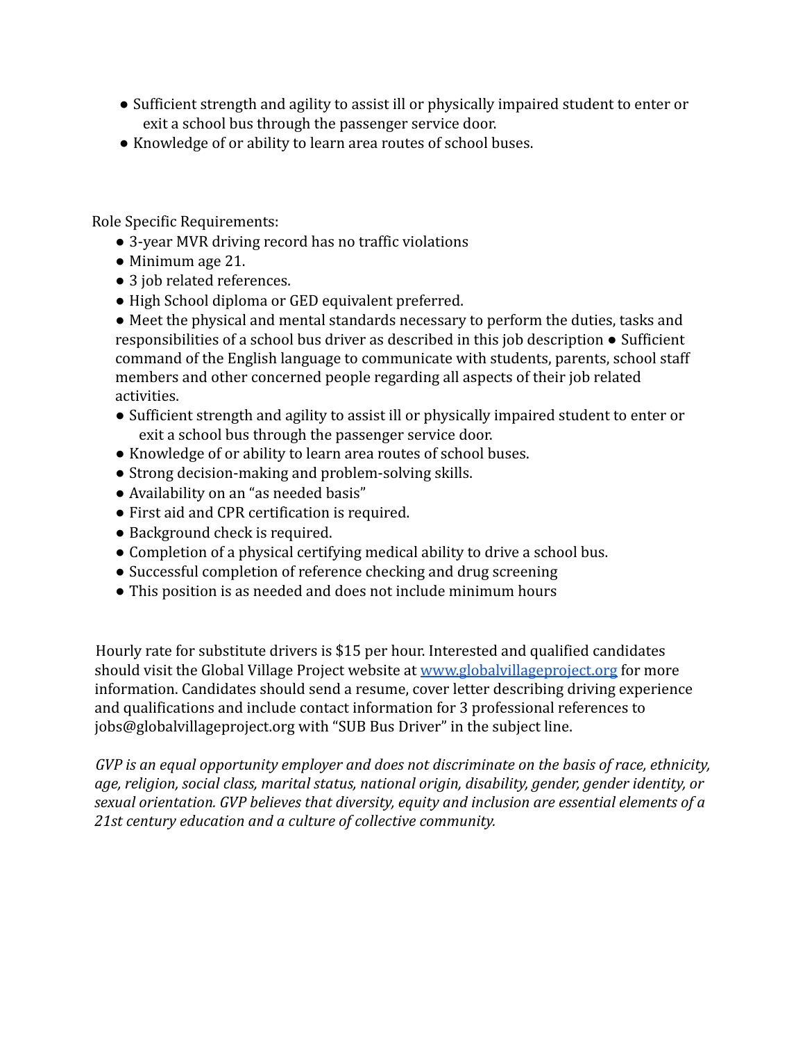- Sufficient strength and agility to assist ill or physically impaired student to enter or exit a school bus through the passenger service door.
- Knowledge of or ability to learn area routes of school buses.

Role Specific Requirements:

- 3-year MVR driving record has no traffic violations
- Minimum age 21.
- 3 job related references.
- High School diploma or GED equivalent preferred.
- Meet the physical and mental standards necessary to perform the duties, tasks and responsibilities of a school bus driver as described in this job description ● Sufficient command of the English language to communicate with students, parents, school staff members and other concerned people regarding all aspects of their job related activities.
- Sufficient strength and agility to assist ill or physically impaired student to enter or exit a school bus through the passenger service door.
- Knowledge of or ability to learn area routes of school buses.
- Strong decision-making and problem-solving skills.
- Availability on an "as needed basis"
- First aid and CPR certification is required.
- Background check is required.
- Completion of a physical certifying medical ability to drive a school bus.
- Successful completion of reference checking and drug screening
- This position is as needed and does not include minimum hours

Hourly rate for substitute drivers is $15 per hour. Interested and qualified candidates should visit the Global Village Project website at [www.globalvillageproject.org](http://www.globalvillageproject.org) for more information. Candidates should send a resume, cover letter describing driving experience and qualifications and include contact information for 3 professional references to jobs@globalvillageproject.org with "SUB Bus Driver" in the subject line.

*GVP is an equal opportunity employer and does not discriminate on the basis of race, ethnicity, age, religion, social class, marital status, national origin, disability, gender, gender identity, or sexual orientation. GVP believes that diversity, equity and inclusion are essential elements of a 21st century education and a culture of collective community.*